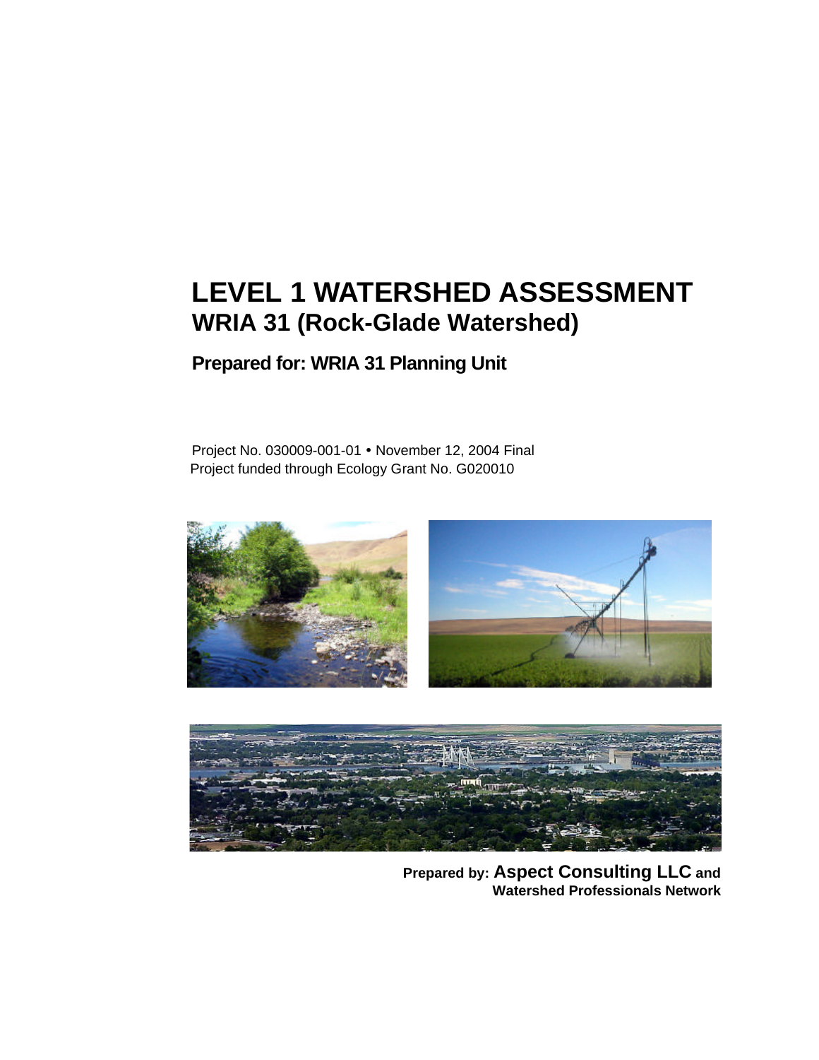# LEVEL 1 WATERSHED ASSESSMENT
## WRIA 31 (Rock-Glade Watershed)

**Prepared for: WRIA 31 Planning Unit**

Project No. 030009-001-01 • November 12, 2004 Final
Project funded through Ecology Grant No. G020010

**Prepared by: Aspect Consulting LLC and Watershed Professionals Network**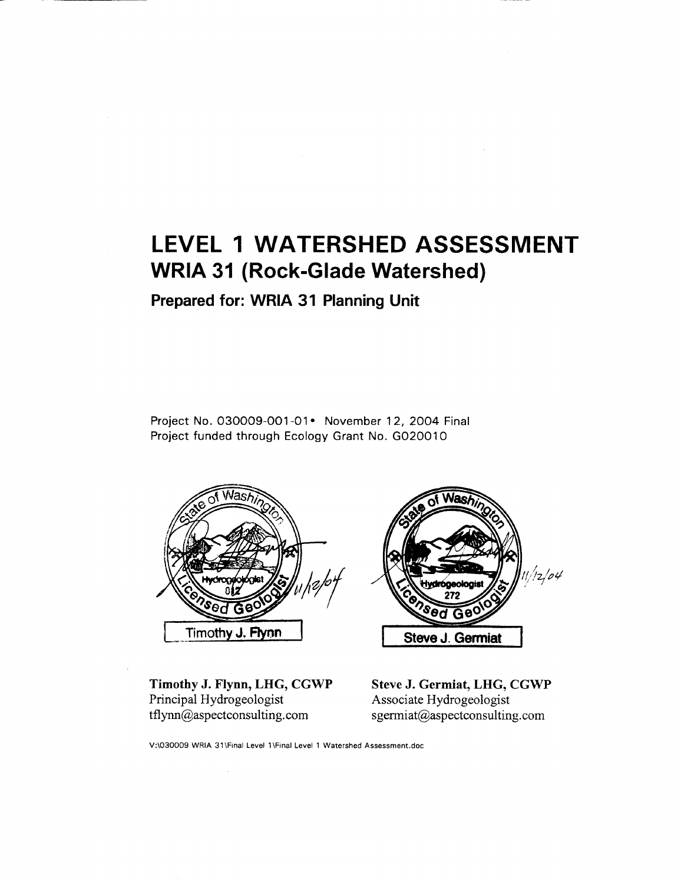# LEVEL 1 WATERSHED ASSESSMENT

## WRIA 31 (Rock-Glade Watershed)

### Prepared for: WRIA 31 Planning Unit

Project No. 030009-001-01 • November 12, 2004 Final
Project funded through Ecology Grant No. G020010

State of Washington Licensed Geologist — Hydrogeologist 012 — Timothy J. Flynn — 11/12/04

State of Washington Licensed Geologist — Hydrogeologist 272 — Steve J. Germiat — 11/12/04

**Timothy J. Flynn, LHG, CGWP**
Principal Hydrogeologist
tflynn@aspectconsulting.com

**Steve J. Germiat, LHG, CGWP**
Associate Hydrogeologist
sgermiat@aspectconsulting.com

V:\030009 WRIA 31\Final Level 1\Final Level 1 Watershed Assessment.doc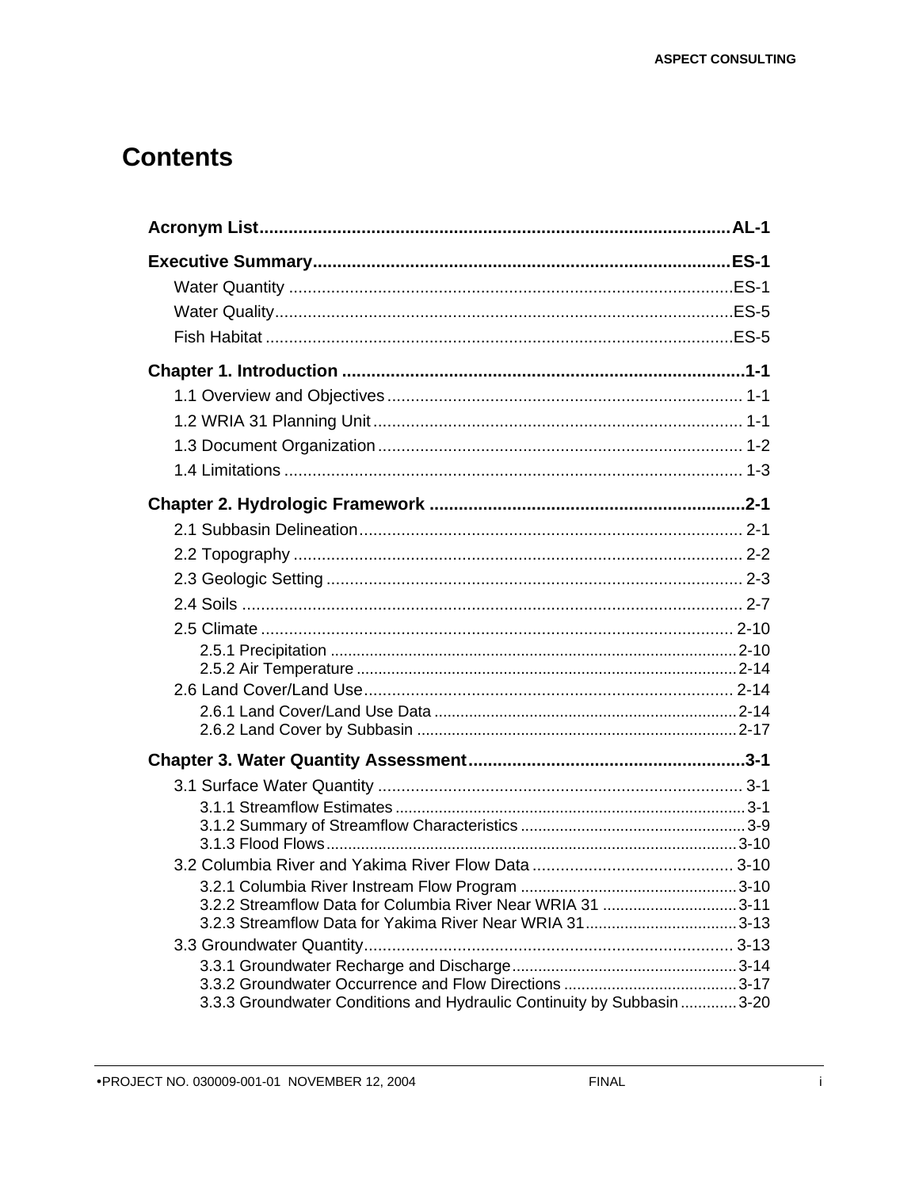# Contents

**Acronym List** .......... **AL-1**

**Executive Summary** .......... **ES-1**

- Water Quantity .......... ES-1
- Water Quality .......... ES-5
- Fish Habitat .......... ES-5

**Chapter 1. Introduction** .......... **1-1**

- 1.1 Overview and Objectives .......... 1-1
- 1.2 WRIA 31 Planning Unit .......... 1-1
- 1.3 Document Organization .......... 1-2
- 1.4 Limitations .......... 1-3

**Chapter 2. Hydrologic Framework** .......... **2-1**

- 2.1 Subbasin Delineation .......... 2-1
- 2.2 Topography .......... 2-2
- 2.3 Geologic Setting .......... 2-3
- 2.4 Soils .......... 2-7
- 2.5 Climate .......... 2-10
  - 2.5.1 Precipitation .......... 2-10
  - 2.5.2 Air Temperature .......... 2-14
- 2.6 Land Cover/Land Use .......... 2-14
  - 2.6.1 Land Cover/Land Use Data .......... 2-14
  - 2.6.2 Land Cover by Subbasin .......... 2-17

**Chapter 3. Water Quantity Assessment** .......... **3-1**

- 3.1 Surface Water Quantity .......... 3-1
  - 3.1.1 Streamflow Estimates .......... 3-1
  - 3.1.2 Summary of Streamflow Characteristics .......... 3-9
  - 3.1.3 Flood Flows .......... 3-10
- 3.2 Columbia River and Yakima River Flow Data .......... 3-10
  - 3.2.1 Columbia River Instream Flow Program .......... 3-10
  - 3.2.2 Streamflow Data for Columbia River Near WRIA 31 .......... 3-11
  - 3.2.3 Streamflow Data for Yakima River Near WRIA 31 .......... 3-13
- 3.3 Groundwater Quantity .......... 3-13
  - 3.3.1 Groundwater Recharge and Discharge .......... 3-14
  - 3.3.2 Groundwater Occurrence and Flow Directions .......... 3-17
  - 3.3.3 Groundwater Conditions and Hydraulic Continuity by Subbasin .......... 3-20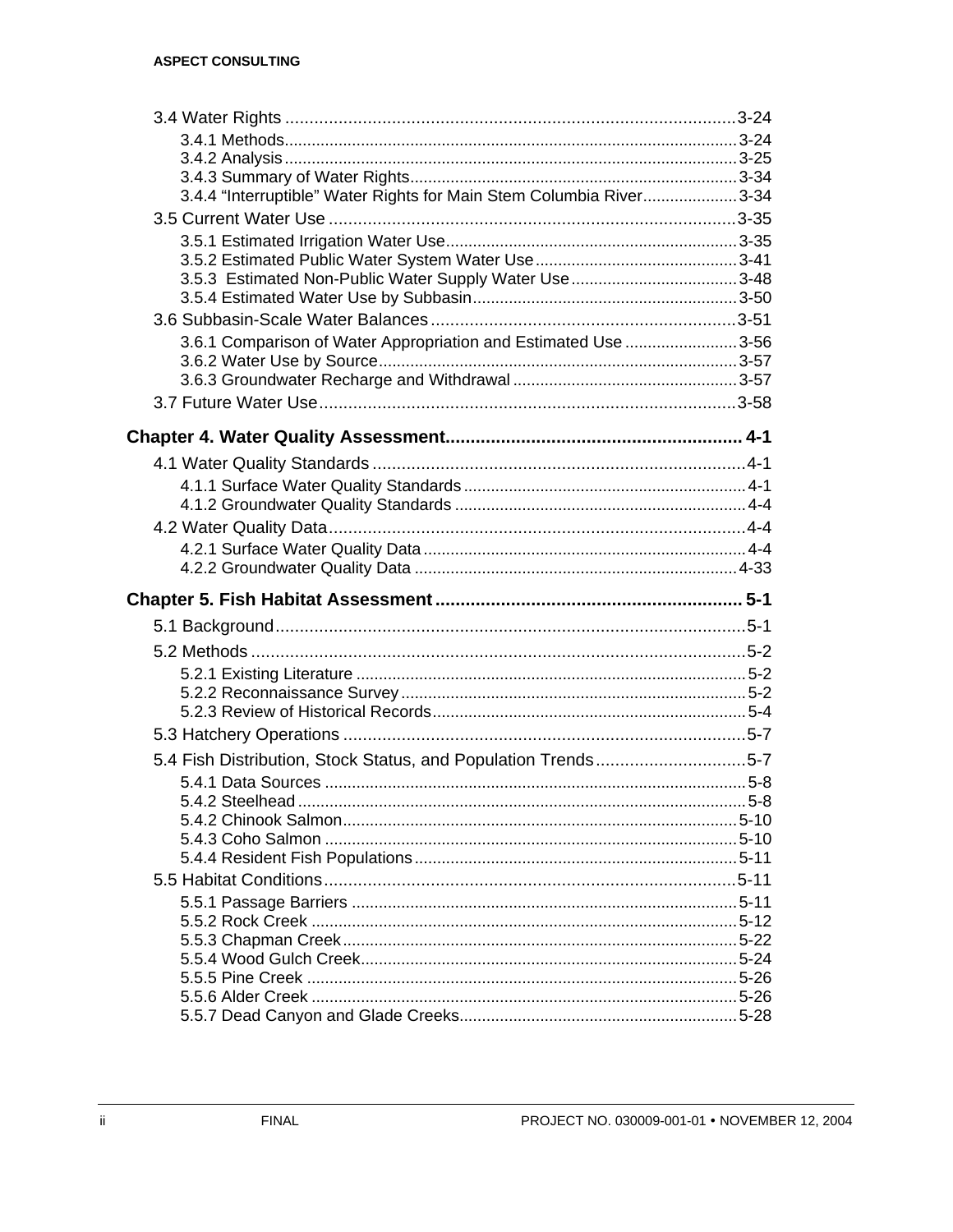3.4 Water Rights ..........................................................................................3-24

3.4.1 Methods..................................................................................................3-24
3.4.2 Analysis..................................................................................................3-25
3.4.3 Summary of Water Rights........................................................................3-34
3.4.4 “Interruptible” Water Rights for Main Stem Columbia River.....................3-34

3.5 Current Water Use .....................................................................................3-35

3.5.1 Estimated Irrigation Water Use.................................................................3-35
3.5.2 Estimated Public Water System Water Use..............................................3-41
3.5.3 Estimated Non-Public Water Supply Water Use.......................................3-48
3.5.4 Estimated Water Use by Subbasin...........................................................3-50

3.6 Subbasin-Scale Water Balances...............................................................3-51

3.6.1 Comparison of Water Appropriation and Estimated Use .........................3-56
3.6.2 Water Use by Source................................................................................3-57
3.6.3 Groundwater Recharge and Withdrawal ..................................................3-57

3.7 Future Water Use.......................................................................................3-58

**Chapter 4. Water Quality Assessment........................................................... 4-1**

4.1 Water Quality Standards .............................................................................4-1

4.1.1 Surface Water Quality Standards..............................................................4-1
4.1.2 Groundwater Quality Standards ...............................................................4-4

4.2 Water Quality Data.......................................................................................4-4

4.2.1 Surface Water Quality Data.......................................................................4-4
4.2.2 Groundwater Quality Data .......................................................................4-33

**Chapter 5. Fish Habitat Assessment ............................................................ 5-1**

5.1 Background..................................................................................................5-1

5.2 Methods .......................................................................................................5-2

5.2.1 Existing Literature .....................................................................................5-2
5.2.2 Reconnaissance Survey............................................................................5-2
5.2.3 Review of Historical Records.....................................................................5-4

5.3 Hatchery Operations ...................................................................................5-7

5.4 Fish Distribution, Stock Status, and Population Trends...............................5-7

5.4.1 Data Sources .............................................................................................5-8
5.4.2 Steelhead ...................................................................................................5-8
5.4.2 Chinook Salmon.......................................................................................5-10
5.4.3 Coho Salmon ...........................................................................................5-10
5.4.4 Resident Fish Populations........................................................................5-11

5.5 Habitat Conditions......................................................................................5-11

5.5.1 Passage Barriers .....................................................................................5-11
5.5.2 Rock Creek ..............................................................................................5-12
5.5.3 Chapman Creek.......................................................................................5-22
5.5.4 Wood Gulch Creek...................................................................................5-24
5.5.5 Pine Creek ...............................................................................................5-26
5.5.6 Alder Creek ..............................................................................................5-26
5.5.7 Dead Canyon and Glade Creeks.............................................................5-28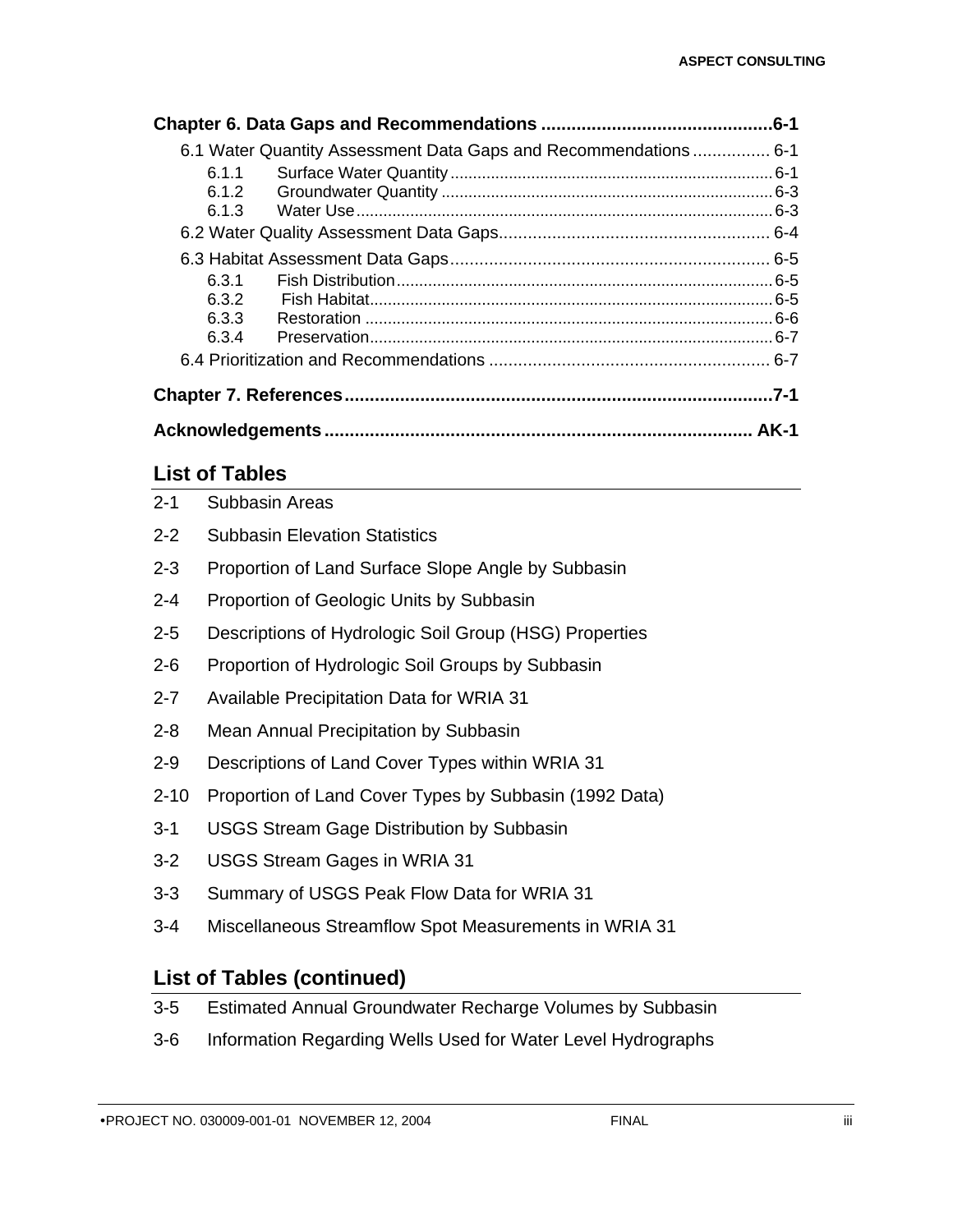**Chapter 6. Data Gaps and Recommendations .............................................6-1**

6.1 Water Quantity Assessment Data Gaps and Recommendations ................ 6-1

6.1.1 Surface Water Quantity ........................................................................ 6-1
6.1.2 Groundwater Quantity .......................................................................... 6-3
6.1.3 Water Use ............................................................................................ 6-3

6.2 Water Quality Assessment Data Gaps......................................................... 6-4

6.3 Habitat Assessment Data Gaps.................................................................. 6-5

6.3.1 Fish Distribution .................................................................................... 6-5
6.3.2 Fish Habitat........................................................................................... 6-5
6.3.3 Restoration ........................................................................................... 6-6
6.3.4 Preservation.......................................................................................... 6-7

6.4 Prioritization and Recommendations .......................................................... 6-7

**Chapter 7. References.....................................................................................7-1**

**Acknowledgements .................................................................................... AK-1**

## List of Tables

2-1 Subbasin Areas

2-2 Subbasin Elevation Statistics

2-3 Proportion of Land Surface Slope Angle by Subbasin

2-4 Proportion of Geologic Units by Subbasin

2-5 Descriptions of Hydrologic Soil Group (HSG) Properties

2-6 Proportion of Hydrologic Soil Groups by Subbasin

2-7 Available Precipitation Data for WRIA 31

2-8 Mean Annual Precipitation by Subbasin

2-9 Descriptions of Land Cover Types within WRIA 31

2-10 Proportion of Land Cover Types by Subbasin (1992 Data)

3-1 USGS Stream Gage Distribution by Subbasin

3-2 USGS Stream Gages in WRIA 31

3-3 Summary of USGS Peak Flow Data for WRIA 31

3-4 Miscellaneous Streamflow Spot Measurements in WRIA 31

## List of Tables (continued)

3-5 Estimated Annual Groundwater Recharge Volumes by Subbasin

3-6 Information Regarding Wells Used for Water Level Hydrographs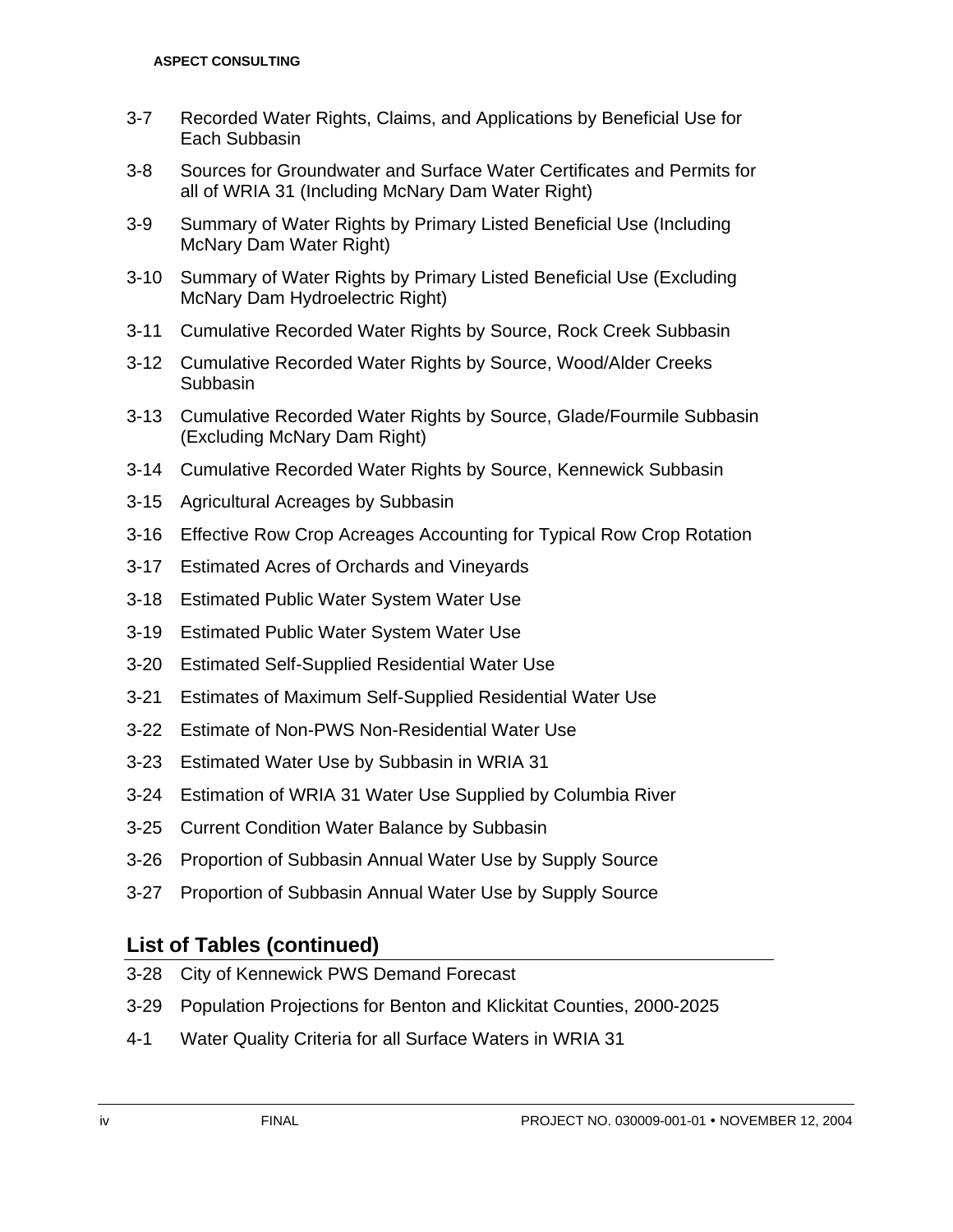3-7 Recorded Water Rights, Claims, and Applications by Beneficial Use for Each Subbasin

3-8 Sources for Groundwater and Surface Water Certificates and Permits for all of WRIA 31 (Including McNary Dam Water Right)

3-9 Summary of Water Rights by Primary Listed Beneficial Use (Including McNary Dam Water Right)

3-10 Summary of Water Rights by Primary Listed Beneficial Use (Excluding McNary Dam Hydroelectric Right)

3-11 Cumulative Recorded Water Rights by Source, Rock Creek Subbasin

3-12 Cumulative Recorded Water Rights by Source, Wood/Alder Creeks Subbasin

3-13 Cumulative Recorded Water Rights by Source, Glade/Fourmile Subbasin (Excluding McNary Dam Right)

3-14 Cumulative Recorded Water Rights by Source, Kennewick Subbasin

3-15 Agricultural Acreages by Subbasin

3-16 Effective Row Crop Acreages Accounting for Typical Row Crop Rotation

3-17 Estimated Acres of Orchards and Vineyards

3-18 Estimated Public Water System Water Use

3-19 Estimated Public Water System Water Use

3-20 Estimated Self-Supplied Residential Water Use

3-21 Estimates of Maximum Self-Supplied Residential Water Use

3-22 Estimate of Non-PWS Non-Residential Water Use

3-23 Estimated Water Use by Subbasin in WRIA 31

3-24 Estimation of WRIA 31 Water Use Supplied by Columbia River

3-25 Current Condition Water Balance by Subbasin

3-26 Proportion of Subbasin Annual Water Use by Supply Source

3-27 Proportion of Subbasin Annual Water Use by Supply Source

## List of Tables (continued)

3-28 City of Kennewick PWS Demand Forecast

3-29 Population Projections for Benton and Klickitat Counties, 2000-2025

4-1 Water Quality Criteria for all Surface Waters in WRIA 31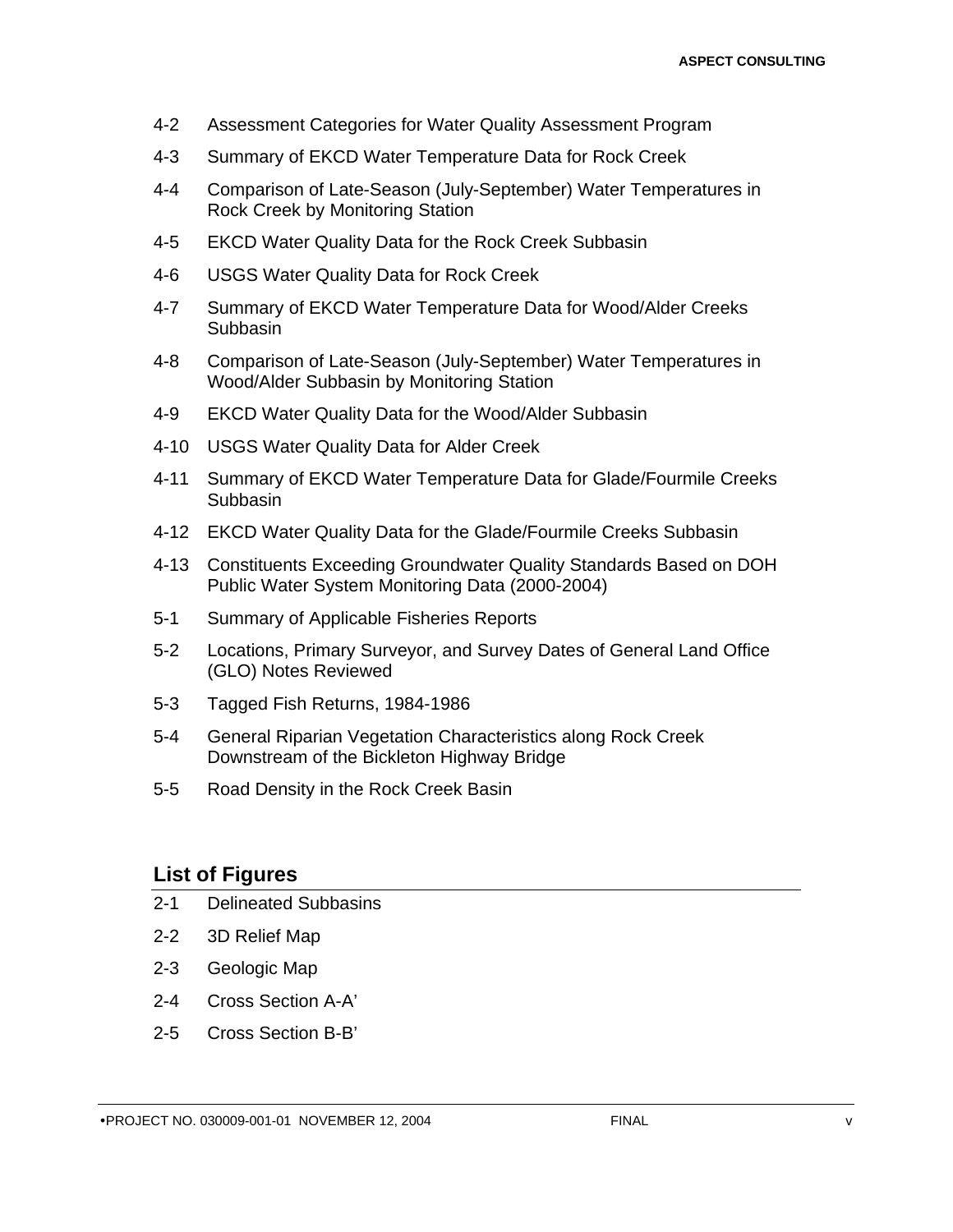4-2 Assessment Categories for Water Quality Assessment Program

4-3 Summary of EKCD Water Temperature Data for Rock Creek

4-4 Comparison of Late-Season (July-September) Water Temperatures in Rock Creek by Monitoring Station

4-5 EKCD Water Quality Data for the Rock Creek Subbasin

4-6 USGS Water Quality Data for Rock Creek

4-7 Summary of EKCD Water Temperature Data for Wood/Alder Creeks Subbasin

4-8 Comparison of Late-Season (July-September) Water Temperatures in Wood/Alder Subbasin by Monitoring Station

4-9 EKCD Water Quality Data for the Wood/Alder Subbasin

4-10 USGS Water Quality Data for Alder Creek

4-11 Summary of EKCD Water Temperature Data for Glade/Fourmile Creeks Subbasin

4-12 EKCD Water Quality Data for the Glade/Fourmile Creeks Subbasin

4-13 Constituents Exceeding Groundwater Quality Standards Based on DOH Public Water System Monitoring Data (2000-2004)

5-1 Summary of Applicable Fisheries Reports

5-2 Locations, Primary Surveyor, and Survey Dates of General Land Office (GLO) Notes Reviewed

5-3 Tagged Fish Returns, 1984-1986

5-4 General Riparian Vegetation Characteristics along Rock Creek Downstream of the Bickleton Highway Bridge

5-5 Road Density in the Rock Creek Basin

## List of Figures

2-1 Delineated Subbasins

2-2 3D Relief Map

2-3 Geologic Map

2-4 Cross Section A-A'

2-5 Cross Section B-B'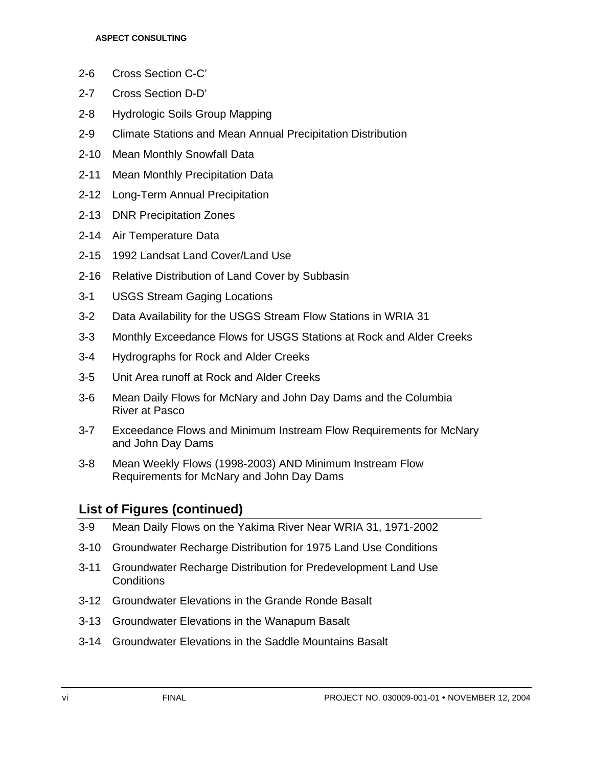2-6 Cross Section C-C’

2-7 Cross Section D-D’

2-8 Hydrologic Soils Group Mapping

2-9 Climate Stations and Mean Annual Precipitation Distribution

2-10 Mean Monthly Snowfall Data

2-11 Mean Monthly Precipitation Data

2-12 Long-Term Annual Precipitation

2-13 DNR Precipitation Zones

2-14 Air Temperature Data

2-15 1992 Landsat Land Cover/Land Use

2-16 Relative Distribution of Land Cover by Subbasin

3-1 USGS Stream Gaging Locations

3-2 Data Availability for the USGS Stream Flow Stations in WRIA 31

3-3 Monthly Exceedance Flows for USGS Stations at Rock and Alder Creeks

3-4 Hydrographs for Rock and Alder Creeks

3-5 Unit Area runoff at Rock and Alder Creeks

3-6 Mean Daily Flows for McNary and John Day Dams and the Columbia River at Pasco

3-7 Exceedance Flows and Minimum Instream Flow Requirements for McNary and John Day Dams

3-8 Mean Weekly Flows (1998-2003) AND Minimum Instream Flow Requirements for McNary and John Day Dams

## List of Figures (continued)

3-9 Mean Daily Flows on the Yakima River Near WRIA 31, 1971-2002

3-10 Groundwater Recharge Distribution for 1975 Land Use Conditions

3-11 Groundwater Recharge Distribution for Predevelopment Land Use Conditions

3-12 Groundwater Elevations in the Grande Ronde Basalt

3-13 Groundwater Elevations in the Wanapum Basalt

3-14 Groundwater Elevations in the Saddle Mountains Basalt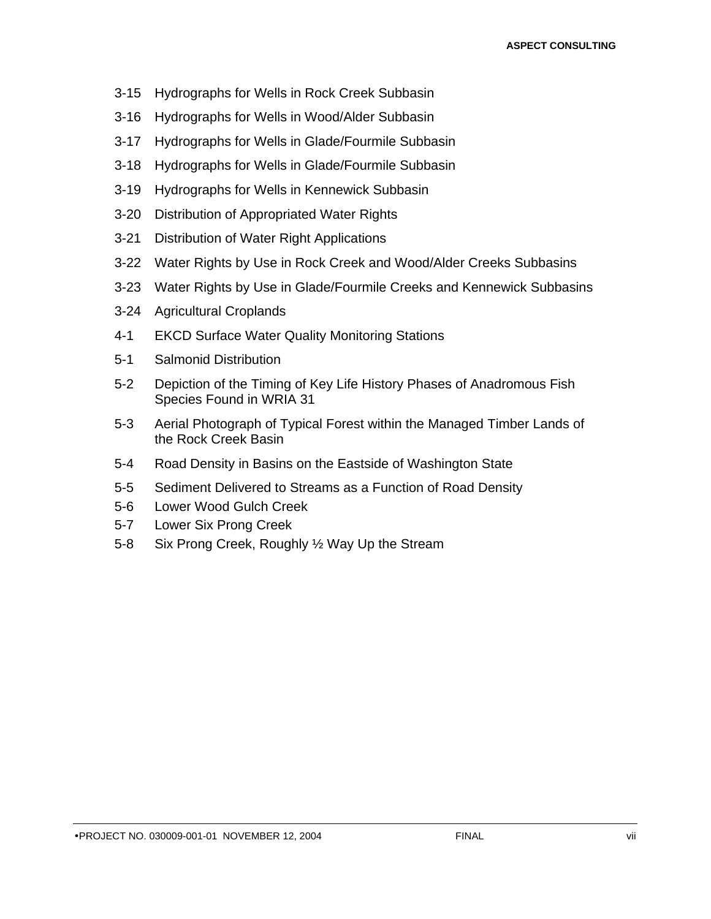3-15 Hydrographs for Wells in Rock Creek Subbasin

3-16 Hydrographs for Wells in Wood/Alder Subbasin

3-17 Hydrographs for Wells in Glade/Fourmile Subbasin

3-18 Hydrographs for Wells in Glade/Fourmile Subbasin

3-19 Hydrographs for Wells in Kennewick Subbasin

3-20 Distribution of Appropriated Water Rights

3-21 Distribution of Water Right Applications

3-22 Water Rights by Use in Rock Creek and Wood/Alder Creeks Subbasins

3-23 Water Rights by Use in Glade/Fourmile Creeks and Kennewick Subbasins

3-24 Agricultural Croplands

4-1 EKCD Surface Water Quality Monitoring Stations

5-1 Salmonid Distribution

5-2 Depiction of the Timing of Key Life History Phases of Anadromous Fish Species Found in WRIA 31

5-3 Aerial Photograph of Typical Forest within the Managed Timber Lands of the Rock Creek Basin

5-4 Road Density in Basins on the Eastside of Washington State

5-5 Sediment Delivered to Streams as a Function of Road Density

5-6 Lower Wood Gulch Creek

5-7 Lower Six Prong Creek

5-8 Six Prong Creek, Roughly ½ Way Up the Stream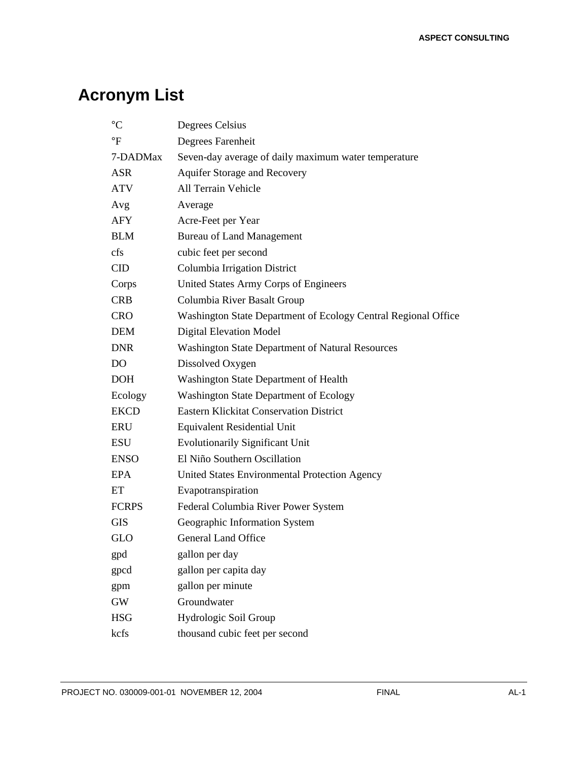# Acronym List

| | |
|---|---|
| °C | Degrees Celsius |
| °F | Degrees Farenheit |
| 7-DADMax | Seven-day average of daily maximum water temperature |
| ASR | Aquifer Storage and Recovery |
| ATV | All Terrain Vehicle |
| Avg | Average |
| AFY | Acre-Feet per Year |
| BLM | Bureau of Land Management |
| cfs | cubic feet per second |
| CID | Columbia Irrigation District |
| Corps | United States Army Corps of Engineers |
| CRB | Columbia River Basalt Group |
| CRO | Washington State Department of Ecology Central Regional Office |
| DEM | Digital Elevation Model |
| DNR | Washington State Department of Natural Resources |
| DO | Dissolved Oxygen |
| DOH | Washington State Department of Health |
| Ecology | Washington State Department of Ecology |
| EKCD | Eastern Klickitat Conservation District |
| ERU | Equivalent Residential Unit |
| ESU | Evolutionarily Significant Unit |
| ENSO | El Niño Southern Oscillation |
| EPA | United States Environmental Protection Agency |
| ET | Evapotranspiration |
| FCRPS | Federal Columbia River Power System |
| GIS | Geographic Information System |
| GLO | General Land Office |
| gpd | gallon per day |
| gpcd | gallon per capita day |
| gpm | gallon per minute |
| GW | Groundwater |
| HSG | Hydrologic Soil Group |
| kcfs | thousand cubic feet per second |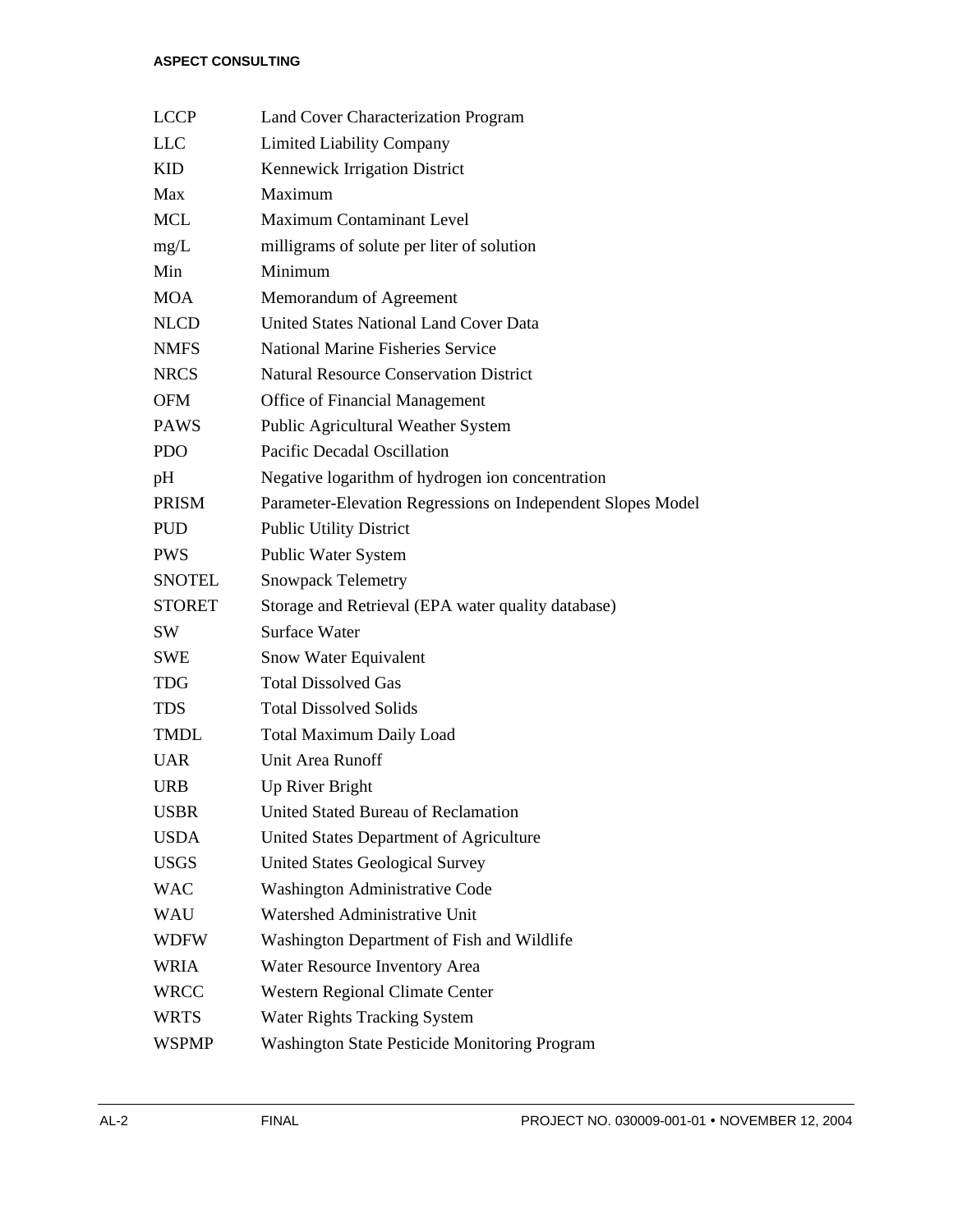| | |
|---|---|
| LCCP | Land Cover Characterization Program |
| LLC | Limited Liability Company |
| KID | Kennewick Irrigation District |
| Max | Maximum |
| MCL | Maximum Contaminant Level |
| mg/L | milligrams of solute per liter of solution |
| Min | Minimum |
| MOA | Memorandum of Agreement |
| NLCD | United States National Land Cover Data |
| NMFS | National Marine Fisheries Service |
| NRCS | Natural Resource Conservation District |
| OFM | Office of Financial Management |
| PAWS | Public Agricultural Weather System |
| PDO | Pacific Decadal Oscillation |
| pH | Negative logarithm of hydrogen ion concentration |
| PRISM | Parameter-Elevation Regressions on Independent Slopes Model |
| PUD | Public Utility District |
| PWS | Public Water System |
| SNOTEL | Snowpack Telemetry |
| STORET | Storage and Retrieval (EPA water quality database) |
| SW | Surface Water |
| SWE | Snow Water Equivalent |
| TDG | Total Dissolved Gas |
| TDS | Total Dissolved Solids |
| TMDL | Total Maximum Daily Load |
| UAR | Unit Area Runoff |
| URB | Up River Bright |
| USBR | United Stated Bureau of Reclamation |
| USDA | United States Department of Agriculture |
| USGS | United States Geological Survey |
| WAC | Washington Administrative Code |
| WAU | Watershed Administrative Unit |
| WDFW | Washington Department of Fish and Wildlife |
| WRIA | Water Resource Inventory Area |
| WRCC | Western Regional Climate Center |
| WRTS | Water Rights Tracking System |
| WSPMP | Washington State Pesticide Monitoring Program |